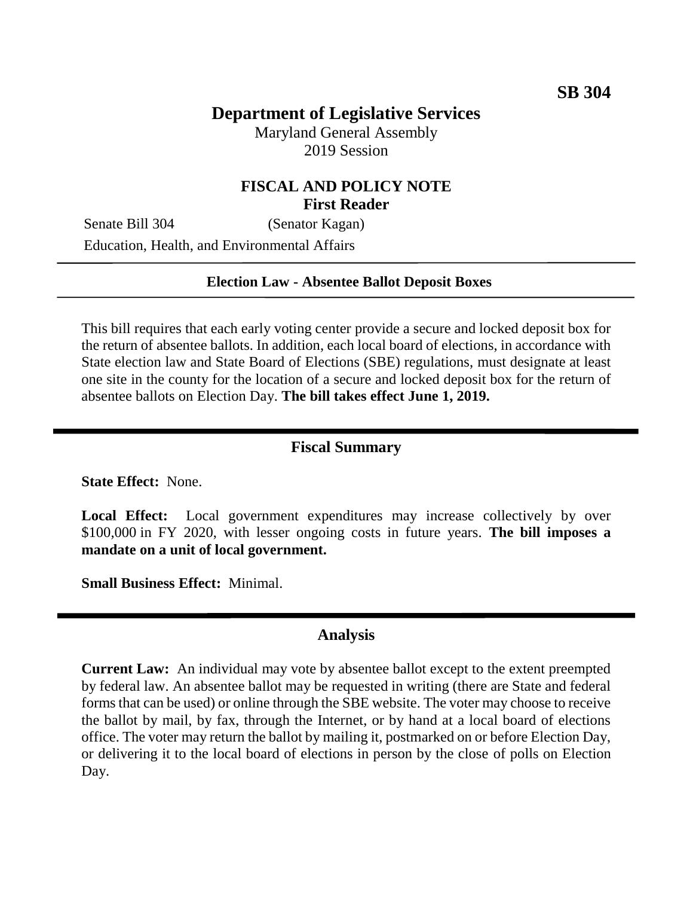**SB 304**

# Department of Legislative Services

Maryland General Assembly
2019 Session

## FISCAL AND POLICY NOTE
**First Reader**

Senate Bill 304 (Senator Kagan)
Education, Health, and Environmental Affairs

---

**Election Law - Absentee Ballot Deposit Boxes**

---

This bill requires that each early voting center provide a secure and locked deposit box for the return of absentee ballots. In addition, each local board of elections, in accordance with State election law and State Board of Elections (SBE) regulations, must designate at least one site in the county for the location of a secure and locked deposit box for the return of absentee ballots on Election Day. **The bill takes effect June 1, 2019.**

---

## Fiscal Summary

**State Effect:** None.

**Local Effect:** Local government expenditures may increase collectively by over \$100,000 in FY 2020, with lesser ongoing costs in future years. **The bill imposes a mandate on a unit of local government.**

**Small Business Effect:** Minimal.

---

## Analysis

**Current Law:** An individual may vote by absentee ballot except to the extent preempted by federal law. An absentee ballot may be requested in writing (there are State and federal forms that can be used) or online through the SBE website. The voter may choose to receive the ballot by mail, by fax, through the Internet, or by hand at a local board of elections office. The voter may return the ballot by mailing it, postmarked on or before Election Day, or delivering it to the local board of elections in person by the close of polls on Election Day.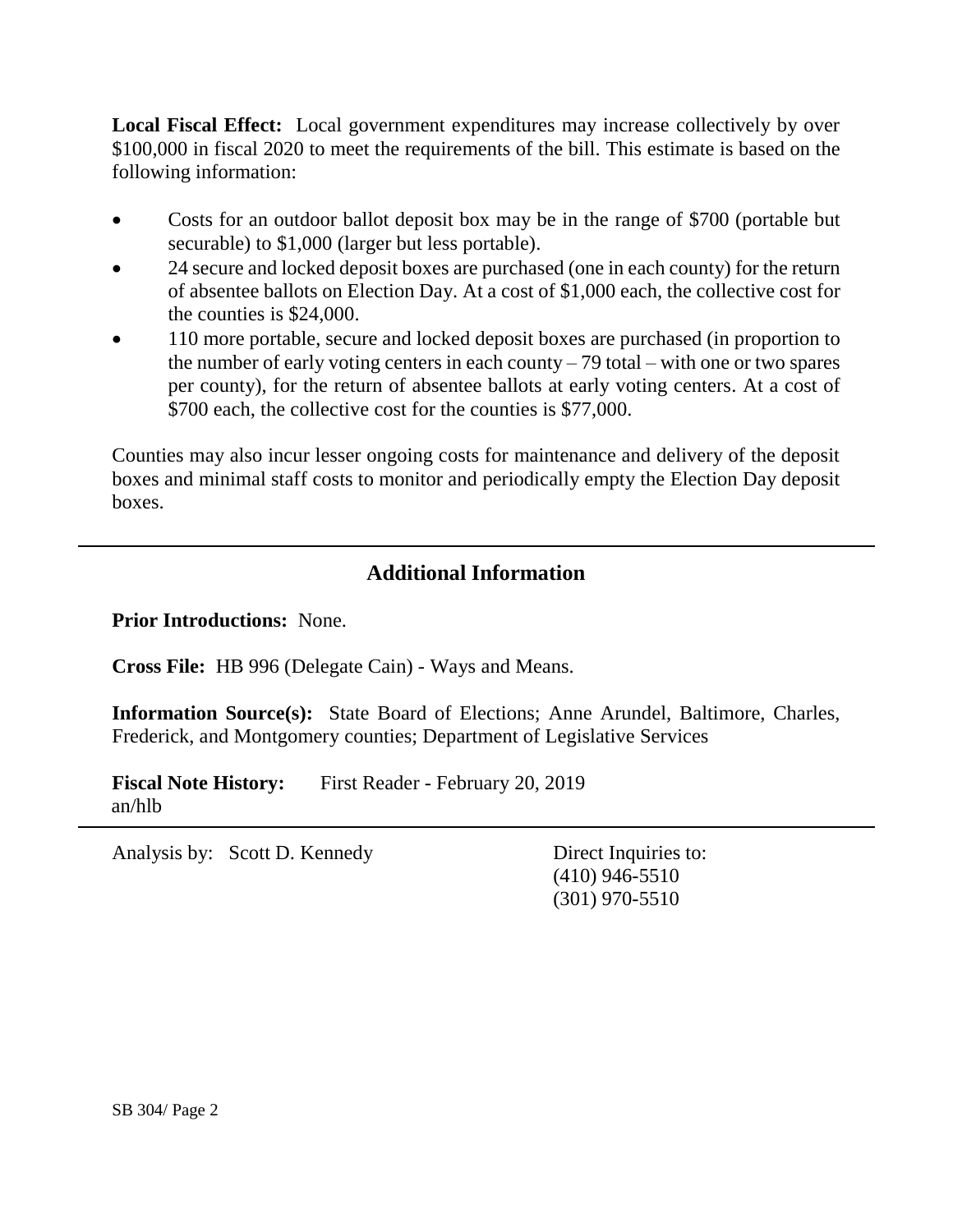**Local Fiscal Effect:** Local government expenditures may increase collectively by over $100,000 in fiscal 2020 to meet the requirements of the bill. This estimate is based on the following information:

- Costs for an outdoor ballot deposit box may be in the range of $700 (portable but securable) to $1,000 (larger but less portable).
- 24 secure and locked deposit boxes are purchased (one in each county) for the return of absentee ballots on Election Day. At a cost of $1,000 each, the collective cost for the counties is $24,000.
- 110 more portable, secure and locked deposit boxes are purchased (in proportion to the number of early voting centers in each county – 79 total – with one or two spares per county), for the return of absentee ballots at early voting centers. At a cost of $700 each, the collective cost for the counties is $77,000.

Counties may also incur lesser ongoing costs for maintenance and delivery of the deposit boxes and minimal staff costs to monitor and periodically empty the Election Day deposit boxes.

## Additional Information

**Prior Introductions:** None.

**Cross File:** HB 996 (Delegate Cain) - Ways and Means.

**Information Source(s):** State Board of Elections; Anne Arundel, Baltimore, Charles, Frederick, and Montgomery counties; Department of Legislative Services

**Fiscal Note History:** First Reader - February 20, 2019
an/hlb

Analysis by: Scott D. Kennedy

Direct Inquiries to:
(410) 946-5510
(301) 970-5510